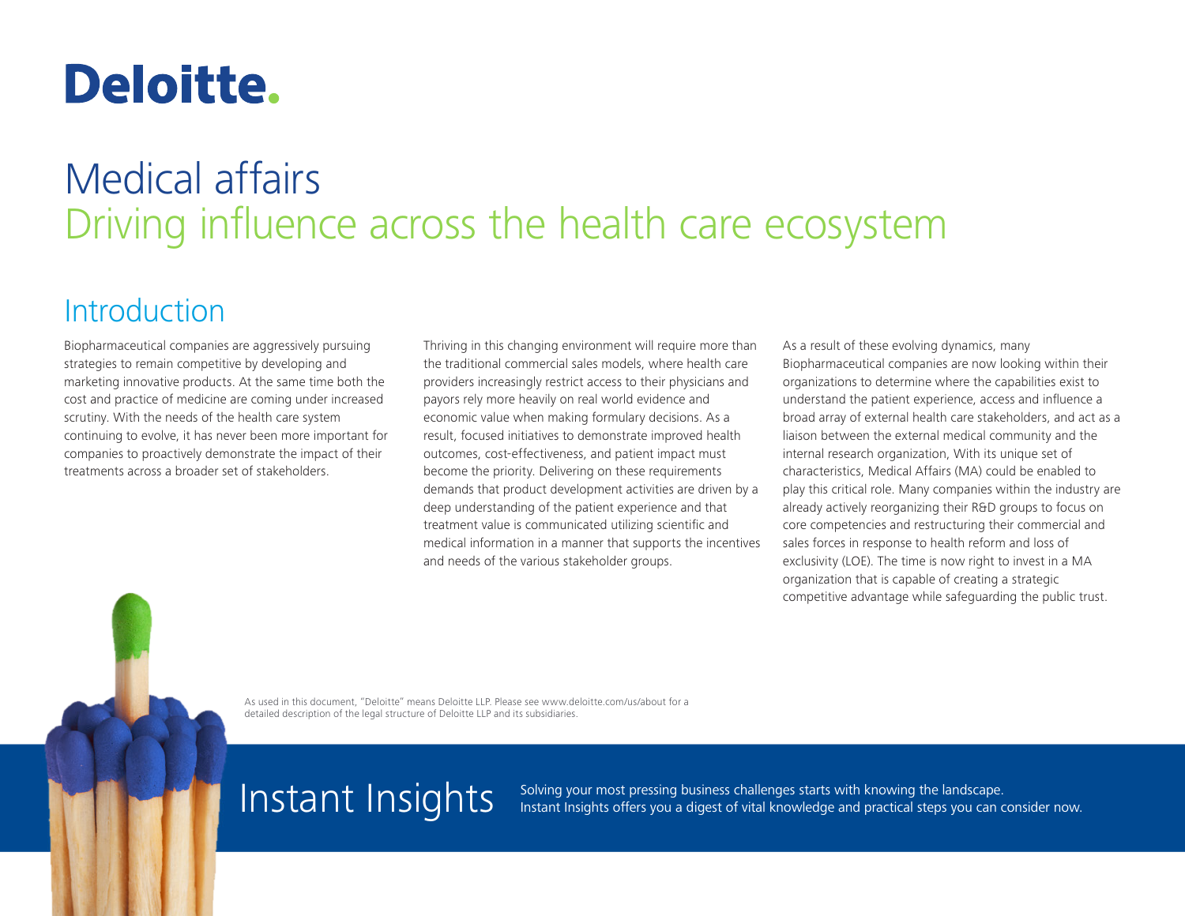Deloitte.

# Medical affairs
## Driving influence across the health care ecosystem

## Introduction

Biopharmaceutical companies are aggressively pursuing strategies to remain competitive by developing and marketing innovative products. At the same time both the cost and practice of medicine are coming under increased scrutiny. With the needs of the health care system continuing to evolve, it has never been more important for companies to proactively demonstrate the impact of their treatments across a broader set of stakeholders.

Thriving in this changing environment will require more than the traditional commercial sales models, where health care providers increasingly restrict access to their physicians and payors rely more heavily on real world evidence and economic value when making formulary decisions. As a result, focused initiatives to demonstrate improved health outcomes, cost-effectiveness, and patient impact must become the priority. Delivering on these requirements demands that product development activities are driven by a deep understanding of the patient experience and that treatment value is communicated utilizing scientific and medical information in a manner that supports the incentives and needs of the various stakeholder groups.

As a result of these evolving dynamics, many Biopharmaceutical companies are now looking within their organizations to determine where the capabilities exist to understand the patient experience, access and influence a broad array of external health care stakeholders, and act as a liaison between the external medical community and the internal research organization, With its unique set of characteristics, Medical Affairs (MA) could be enabled to play this critical role. Many companies within the industry are already actively reorganizing their R&D groups to focus on core competencies and restructuring their commercial and sales forces in response to health reform and loss of exclusivity (LOE). The time is now right to invest in a MA organization that is capable of creating a strategic competitive advantage while safeguarding the public trust.

As used in this document, "Deloitte" means Deloitte LLP. Please see www.deloitte.com/us/about for a detailed description of the legal structure of Deloitte LLP and its subsidiaries.

**Instant Insights**

Solving your most pressing business challenges starts with knowing the landscape.
Instant Insights offers you a digest of vital knowledge and practical steps you can consider now.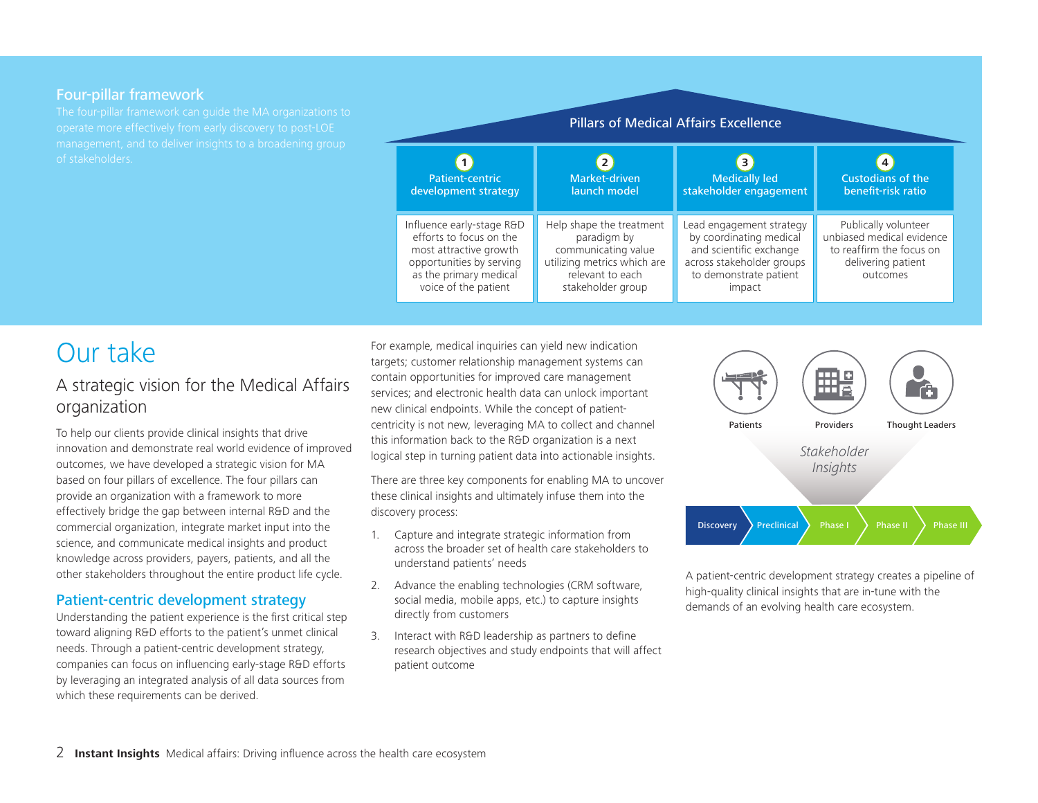## Four-pillar framework

The four-pillar framework can guide the MA organizations to operate more effectively from early discovery to post-LOE management, and to deliver insights to a broadening group of stakeholders.

**Pillars of Medical Affairs Excellence**

| 1. Patient-centric development strategy | 2. Market-driven launch model | 3. Medically led stakeholder engagement | 4. Custodians of the benefit-risk ratio |
|---|---|---|---|
| Influence early-stage R&D efforts to focus on the most attractive growth opportunities by serving as the primary medical voice of the patient | Help shape the treatment paradigm by communicating value utilizing metrics which are relevant to each stakeholder group | Lead engagement strategy by coordinating medical and scientific exchange across stakeholder groups to demonstrate patient impact | Publically volunteer unbiased medical evidence to reaffirm the focus on delivering patient outcomes |

# Our take

## A strategic vision for the Medical Affairs organization

To help our clients provide clinical insights that drive innovation and demonstrate real world evidence of improved outcomes, we have developed a strategic vision for MA based on four pillars of excellence. The four pillars can provide an organization with a framework to more effectively bridge the gap between internal R&D and the commercial organization, integrate market input into the science, and communicate medical insights and product knowledge across providers, payers, patients, and all the other stakeholders throughout the entire product life cycle.

### Patient-centric development strategy

Understanding the patient experience is the first critical step toward aligning R&D efforts to the patient's unmet clinical needs. Through a patient-centric development strategy, companies can focus on influencing early-stage R&D efforts by leveraging an integrated analysis of all data sources from which these requirements can be derived.

For example, medical inquiries can yield new indication targets; customer relationship management systems can contain opportunities for improved care management services; and electronic health data can unlock important new clinical endpoints. While the concept of patient-centricity is not new, leveraging MA to collect and channel this information back to the R&D organization is a next logical step in turning patient data into actionable insights.

There are three key components for enabling MA to uncover these clinical insights and ultimately infuse them into the discovery process:

1. Capture and integrate strategic information from across the broader set of health care stakeholders to understand patients' needs
2. Advance the enabling technologies (CRM software, social media, mobile apps, etc.) to capture insights directly from customers
3. Interact with R&D leadership as partners to define research objectives and study endpoints that will affect patient outcome

Patients · Providers · Thought Leaders

*Stakeholder Insights*

Discovery → Preclinical → Phase I → Phase II → Phase III

A patient-centric development strategy creates a pipeline of high-quality clinical insights that are in-tune with the demands of an evolving health care ecosystem.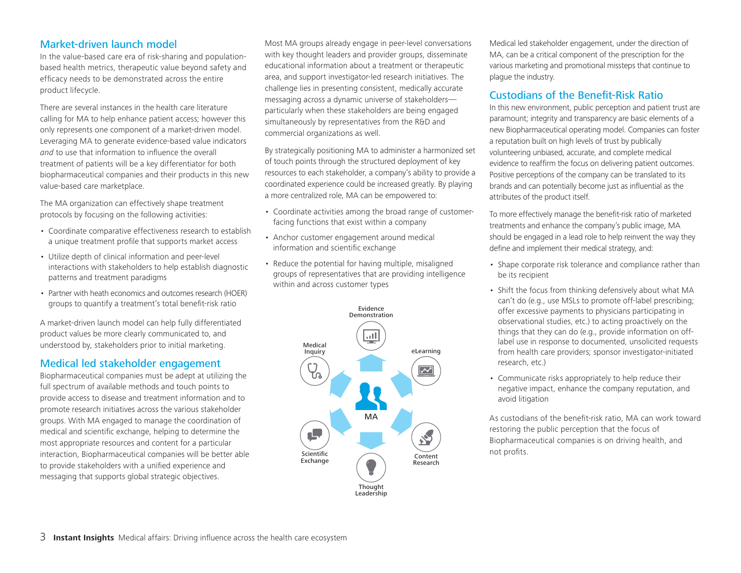## Market-driven launch model

In the value-based care era of risk-sharing and population-based health metrics, therapeutic value beyond safety and efficacy needs to be demonstrated across the entire product lifecycle.

There are several instances in the health care literature calling for MA to help enhance patient access; however this only represents one component of a market-driven model. Leveraging MA to generate evidence-based value indicators *and* to use that information to influence the overall treatment of patients will be a key differentiator for both biopharmaceutical companies and their products in this new value-based care marketplace.

The MA organization can effectively shape treatment protocols by focusing on the following activities:

- Coordinate comparative effectiveness research to establish a unique treatment profile that supports market access
- Utilize depth of clinical information and peer-level interactions with stakeholders to help establish diagnostic patterns and treatment paradigms
- Partner with heath economics and outcomes research (HOER) groups to quantify a treatment's total benefit-risk ratio

A market-driven launch model can help fully differentiated product values be more clearly communicated to, and understood by, stakeholders prior to initial marketing.

## Medical led stakeholder engagement

Biopharmaceutical companies must be adept at utilizing the full spectrum of available methods and touch points to provide access to disease and treatment information and to promote research initiatives across the various stakeholder groups. With MA engaged to manage the coordination of medical and scientific exchange, helping to determine the most appropriate resources and content for a particular interaction, Biopharmaceutical companies will be better able to provide stakeholders with a unified experience and messaging that supports global strategic objectives.

Most MA groups already engage in peer-level conversations with key thought leaders and provider groups, disseminate educational information about a treatment or therapeutic area, and support investigator-led research initiatives. The challenge lies in presenting consistent, medically accurate messaging across a dynamic universe of stakeholders—particularly when these stakeholders are being engaged simultaneously by representatives from the R&D and commercial organizations as well.

By strategically positioning MA to administer a harmonized set of touch points through the structured deployment of key resources to each stakeholder, a company's ability to provide a coordinated experience could be increased greatly. By playing a more centralized role, MA can be empowered to:

- Coordinate activities among the broad range of customer-facing functions that exist within a company
- Anchor customer engagement around medical information and scientific exchange
- Reduce the potential for having multiple, misaligned groups of representatives that are providing intelligence within and across customer types

Evidence Demonstration
eLearning
Content Research
Thought Leadership
Scientific Exchange
Medical Inquiry
MA

Medical led stakeholder engagement, under the direction of MA, can be a critical component of the prescription for the various marketing and promotional missteps that continue to plague the industry.

## Custodians of the Benefit-Risk Ratio

In this new environment, public perception and patient trust are paramount; integrity and transparency are basic elements of a new Biopharmaceutical operating model. Companies can foster a reputation built on high levels of trust by publically volunteering unbiased, accurate, and complete medical evidence to reaffirm the focus on delivering patient outcomes. Positive perceptions of the company can be translated to its brands and can potentially become just as influential as the attributes of the product itself.

To more effectively manage the benefit-risk ratio of marketed treatments and enhance the company's public image, MA should be engaged in a lead role to help reinvent the way they define and implement their medical strategy, and:

- Shape corporate risk tolerance and compliance rather than be its recipient
- Shift the focus from thinking defensively about what MA can't do (e.g., use MSLs to promote off-label prescribing; offer excessive payments to physicians participating in observational studies, etc.) to acting proactively on the things that they can do (e.g., provide information on off-label use in response to documented, unsolicited requests from health care providers; sponsor investigator-initiated research, etc.)
- Communicate risks appropriately to help reduce their negative impact, enhance the company reputation, and avoid litigation

As custodians of the benefit-risk ratio, MA can work toward restoring the public perception that the focus of Biopharmaceutical companies is on driving health, and not profits.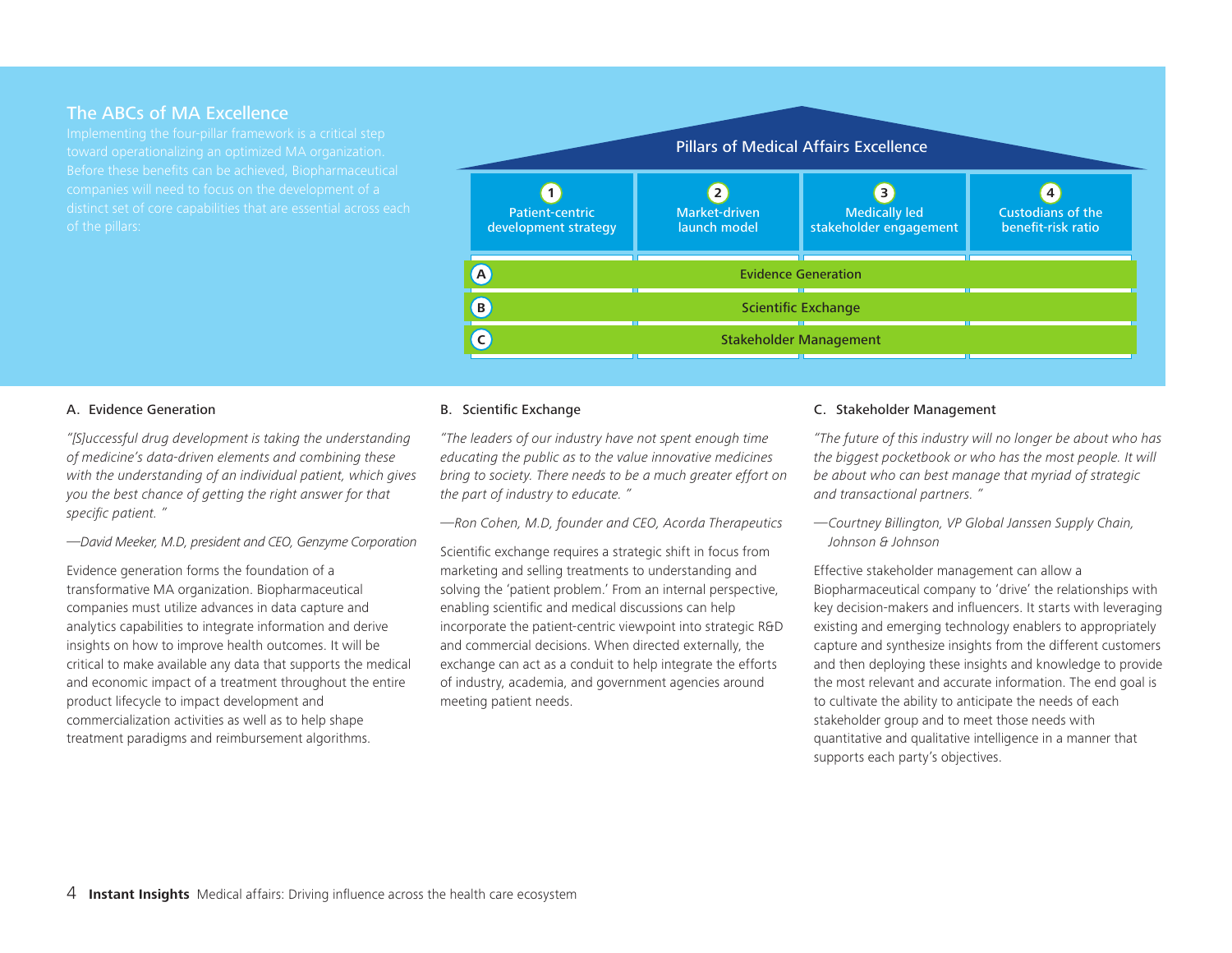## The ABCs of MA Excellence

Implementing the four-pillar framework is a critical step toward operationalizing an optimized MA organization. Before these benefits can be achieved, Biopharmaceutical companies will need to focus on the development of a distinct set of core capabilities that are essential across each of the pillars:

Pillars of Medical Affairs Excellence

1 Patient-centric development strategy

2 Market-driven launch model

3 Medically led stakeholder engagement

4 Custodians of the benefit-risk ratio

A Evidence Generation

B Scientific Exchange

C Stakeholder Management

### A. Evidence Generation

*"[S]uccessful drug development is taking the understanding of medicine's data-driven elements and combining these with the understanding of an individual patient, which gives you the best chance of getting the right answer for that specific patient. "*

*—David Meeker, M.D, president and CEO, Genzyme Corporation*

Evidence generation forms the foundation of a transformative MA organization. Biopharmaceutical companies must utilize advances in data capture and analytics capabilities to integrate information and derive insights on how to improve health outcomes. It will be critical to make available any data that supports the medical and economic impact of a treatment throughout the entire product lifecycle to impact development and commercialization activities as well as to help shape treatment paradigms and reimbursement algorithms.

### B. Scientific Exchange

*"The leaders of our industry have not spent enough time educating the public as to the value innovative medicines bring to society. There needs to be a much greater effort on the part of industry to educate. "*

*—Ron Cohen, M.D, founder and CEO, Acorda Therapeutics*

Scientific exchange requires a strategic shift in focus from marketing and selling treatments to understanding and solving the 'patient problem.' From an internal perspective, enabling scientific and medical discussions can help incorporate the patient-centric viewpoint into strategic R&D and commercial decisions. When directed externally, the exchange can act as a conduit to help integrate the efforts of industry, academia, and government agencies around meeting patient needs.

### C. Stakeholder Management

*"The future of this industry will no longer be about who has the biggest pocketbook or who has the most people. It will be about who can best manage that myriad of strategic and transactional partners. "*

*—Courtney Billington, VP Global Janssen Supply Chain, Johnson & Johnson*

Effective stakeholder management can allow a Biopharmaceutical company to 'drive' the relationships with key decision-makers and influencers. It starts with leveraging existing and emerging technology enablers to appropriately capture and synthesize insights from the different customers and then deploying these insights and knowledge to provide the most relevant and accurate information. The end goal is to cultivate the ability to anticipate the needs of each stakeholder group and to meet those needs with quantitative and qualitative intelligence in a manner that supports each party's objectives.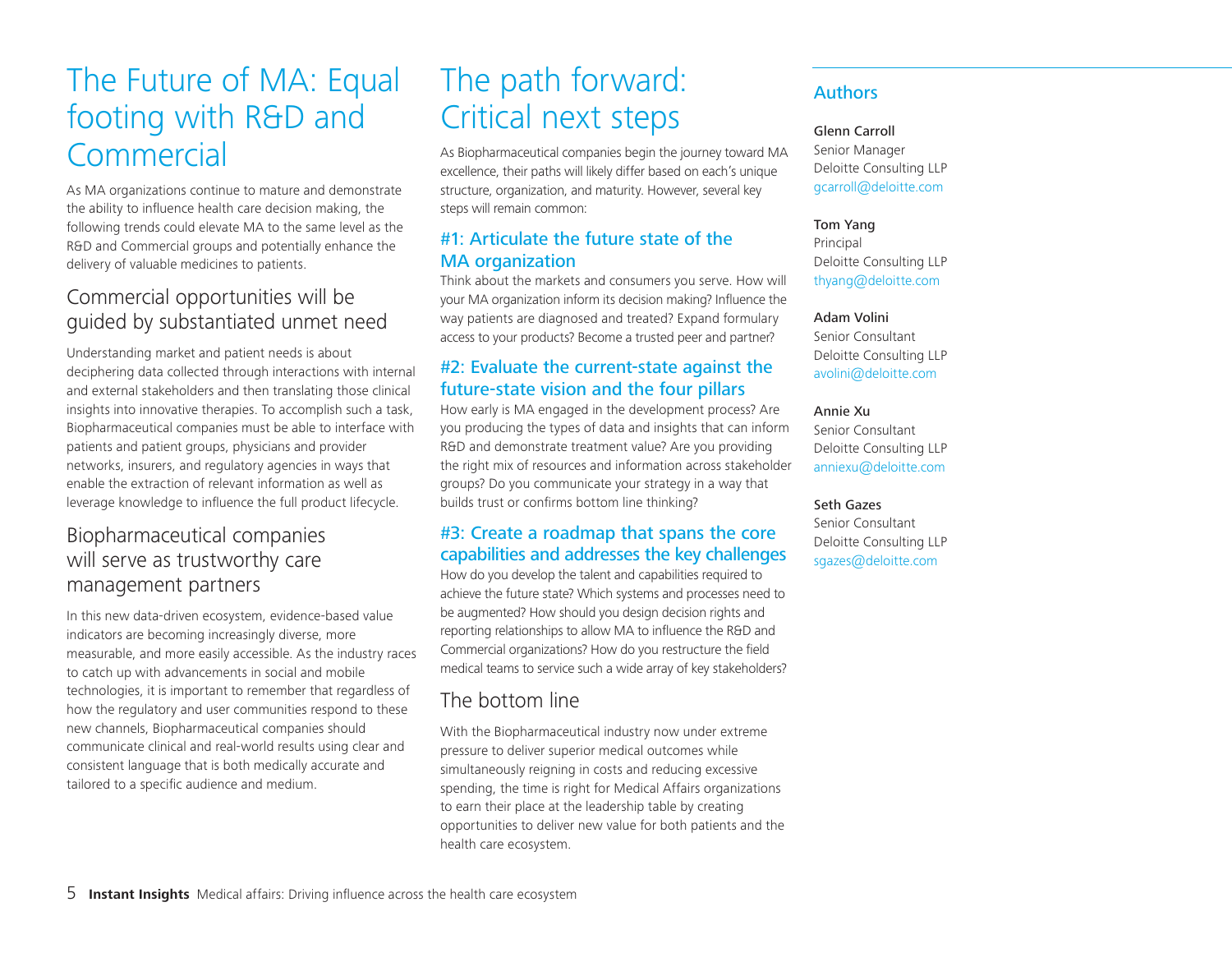# The Future of MA: Equal footing with R&D and Commercial

As MA organizations continue to mature and demonstrate the ability to influence health care decision making, the following trends could elevate MA to the same level as the R&D and Commercial groups and potentially enhance the delivery of valuable medicines to patients.

## Commercial opportunities will be guided by substantiated unmet need

Understanding market and patient needs is about deciphering data collected through interactions with internal and external stakeholders and then translating those clinical insights into innovative therapies. To accomplish such a task, Biopharmaceutical companies must be able to interface with patients and patient groups, physicians and provider networks, insurers, and regulatory agencies in ways that enable the extraction of relevant information as well as leverage knowledge to influence the full product lifecycle.

## Biopharmaceutical companies will serve as trustworthy care management partners

In this new data-driven ecosystem, evidence-based value indicators are becoming increasingly diverse, more measurable, and more easily accessible. As the industry races to catch up with advancements in social and mobile technologies, it is important to remember that regardless of how the regulatory and user communities respond to these new channels, Biopharmaceutical companies should communicate clinical and real-world results using clear and consistent language that is both medically accurate and tailored to a specific audience and medium.

# The path forward: Critical next steps

As Biopharmaceutical companies begin the journey toward MA excellence, their paths will likely differ based on each's unique structure, organization, and maturity. However, several key steps will remain common:

### #1: Articulate the future state of the MA organization

Think about the markets and consumers you serve. How will your MA organization inform its decision making? Influence the way patients are diagnosed and treated? Expand formulary access to your products? Become a trusted peer and partner?

### #2: Evaluate the current-state against the future-state vision and the four pillars

How early is MA engaged in the development process? Are you producing the types of data and insights that can inform R&D and demonstrate treatment value? Are you providing the right mix of resources and information across stakeholder groups? Do you communicate your strategy in a way that builds trust or confirms bottom line thinking?

### #3: Create a roadmap that spans the core capabilities and addresses the key challenges

How do you develop the talent and capabilities required to achieve the future state? Which systems and processes need to be augmented? How should you design decision rights and reporting relationships to allow MA to influence the R&D and Commercial organizations? How do you restructure the field medical teams to service such a wide array of key stakeholders?

## The bottom line

With the Biopharmaceutical industry now under extreme pressure to deliver superior medical outcomes while simultaneously reigning in costs and reducing excessive spending, the time is right for Medical Affairs organizations to earn their place at the leadership table by creating opportunities to deliver new value for both patients and the health care ecosystem.

## Authors

**Glenn Carroll**
Senior Manager
Deloitte Consulting LLP
gcarroll@deloitte.com

**Tom Yang**
Principal
Deloitte Consulting LLP
thyang@deloitte.com

**Adam Volini**
Senior Consultant
Deloitte Consulting LLP
avolini@deloitte.com

**Annie Xu**
Senior Consultant
Deloitte Consulting LLP
anniexu@deloitte.com

**Seth Gazes**
Senior Consultant
Deloitte Consulting LLP
sgazes@deloitte.com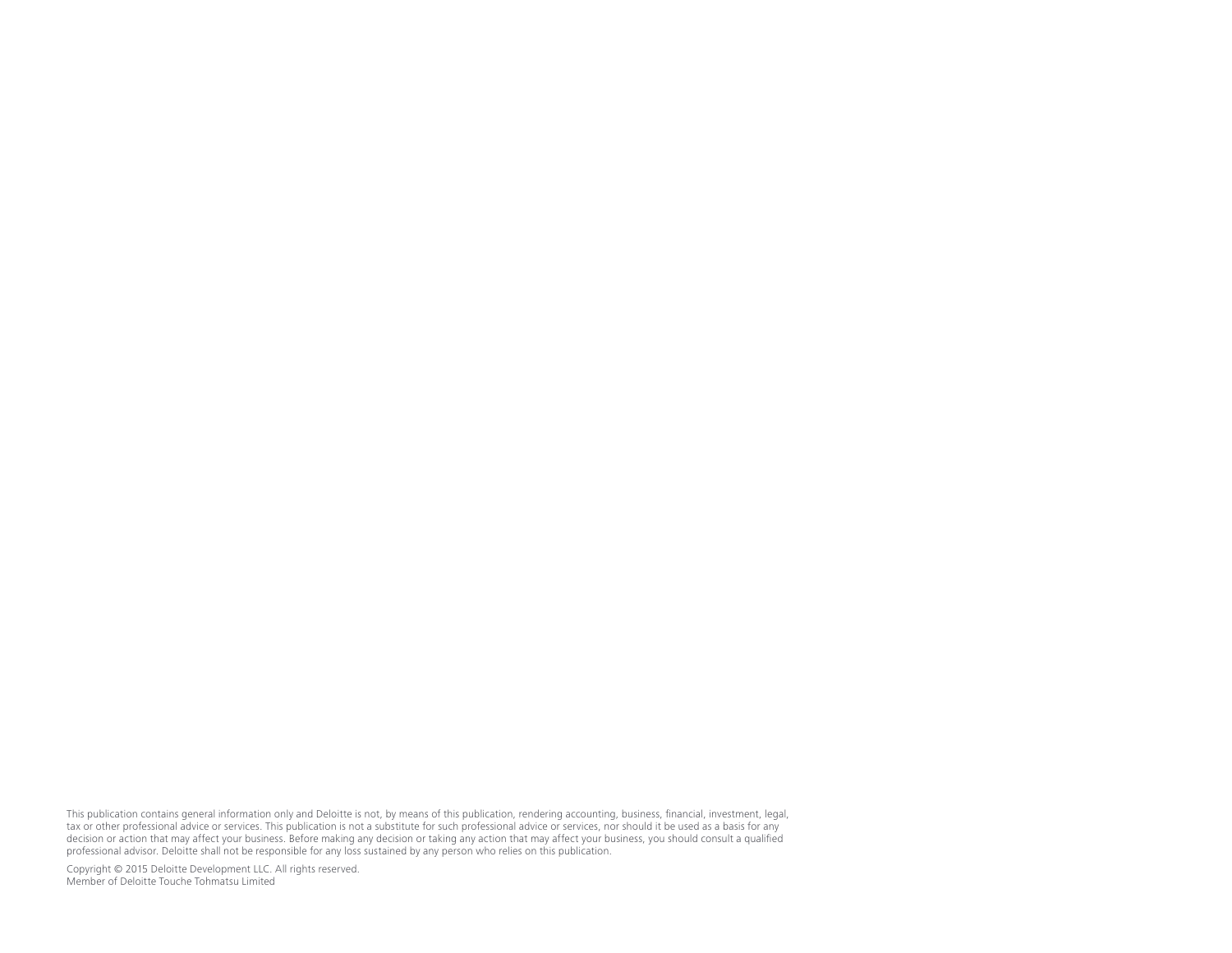This publication contains general information only and Deloitte is not, by means of this publication, rendering accounting, business, financial, investment, legal, tax or other professional advice or services. This publication is not a substitute for such professional advice or services, nor should it be used as a basis for any decision or action that may affect your business. Before making any decision or taking any action that may affect your business, you should consult a qualified professional advisor. Deloitte shall not be responsible for any loss sustained by any person who relies on this publication.

Copyright © 2015 Deloitte Development LLC. All rights reserved.
Member of Deloitte Touche Tohmatsu Limited